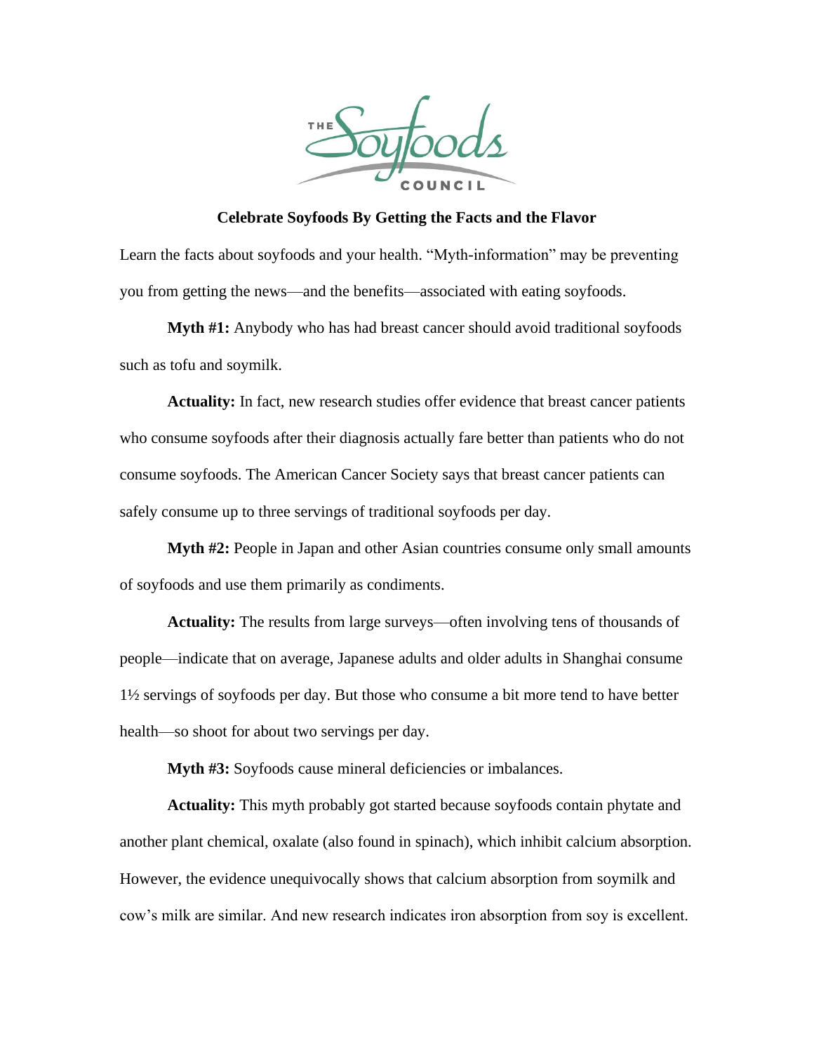THE Soyfoods COUNCIL

**Celebrate Soyfoods By Getting the Facts and the Flavor**

Learn the facts about soyfoods and your health. "Myth-information" may be preventing you from getting the news—and the benefits—associated with eating soyfoods.

**Myth #1:** Anybody who has had breast cancer should avoid traditional soyfoods such as tofu and soymilk.

**Actuality:** In fact, new research studies offer evidence that breast cancer patients who consume soyfoods after their diagnosis actually fare better than patients who do not consume soyfoods. The American Cancer Society says that breast cancer patients can safely consume up to three servings of traditional soyfoods per day.

**Myth #2:** People in Japan and other Asian countries consume only small amounts of soyfoods and use them primarily as condiments.

**Actuality:** The results from large surveys—often involving tens of thousands of people—indicate that on average, Japanese adults and older adults in Shanghai consume 1½ servings of soyfoods per day. But those who consume a bit more tend to have better health—so shoot for about two servings per day.

**Myth #3:** Soyfoods cause mineral deficiencies or imbalances.

**Actuality:** This myth probably got started because soyfoods contain phytate and another plant chemical, oxalate (also found in spinach), which inhibit calcium absorption. However, the evidence unequivocally shows that calcium absorption from soymilk and cow's milk are similar. And new research indicates iron absorption from soy is excellent.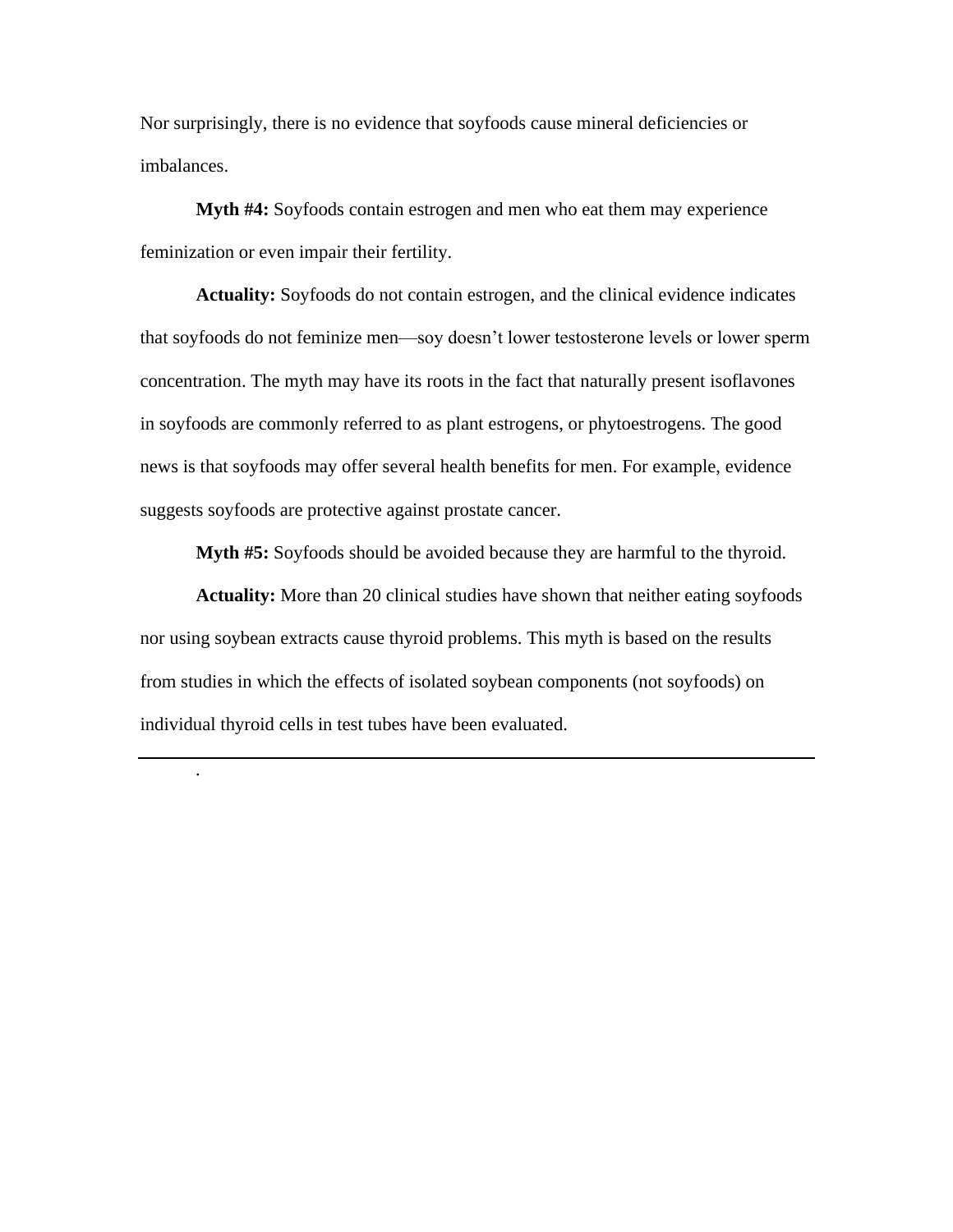Nor surprisingly, there is no evidence that soyfoods cause mineral deficiencies or imbalances.

**Myth #4:** Soyfoods contain estrogen and men who eat them may experience feminization or even impair their fertility.

**Actuality:** Soyfoods do not contain estrogen, and the clinical evidence indicates that soyfoods do not feminize men—soy doesn't lower testosterone levels or lower sperm concentration. The myth may have its roots in the fact that naturally present isoflavones in soyfoods are commonly referred to as plant estrogens, or phytoestrogens. The good news is that soyfoods may offer several health benefits for men. For example, evidence suggests soyfoods are protective against prostate cancer.

**Myth #5:** Soyfoods should be avoided because they are harmful to the thyroid.

**Actuality:** More than 20 clinical studies have shown that neither eating soyfoods nor using soybean extracts cause thyroid problems. This myth is based on the results from studies in which the effects of isolated soybean components (not soyfoods) on individual thyroid cells in test tubes have been evaluated.

---

.